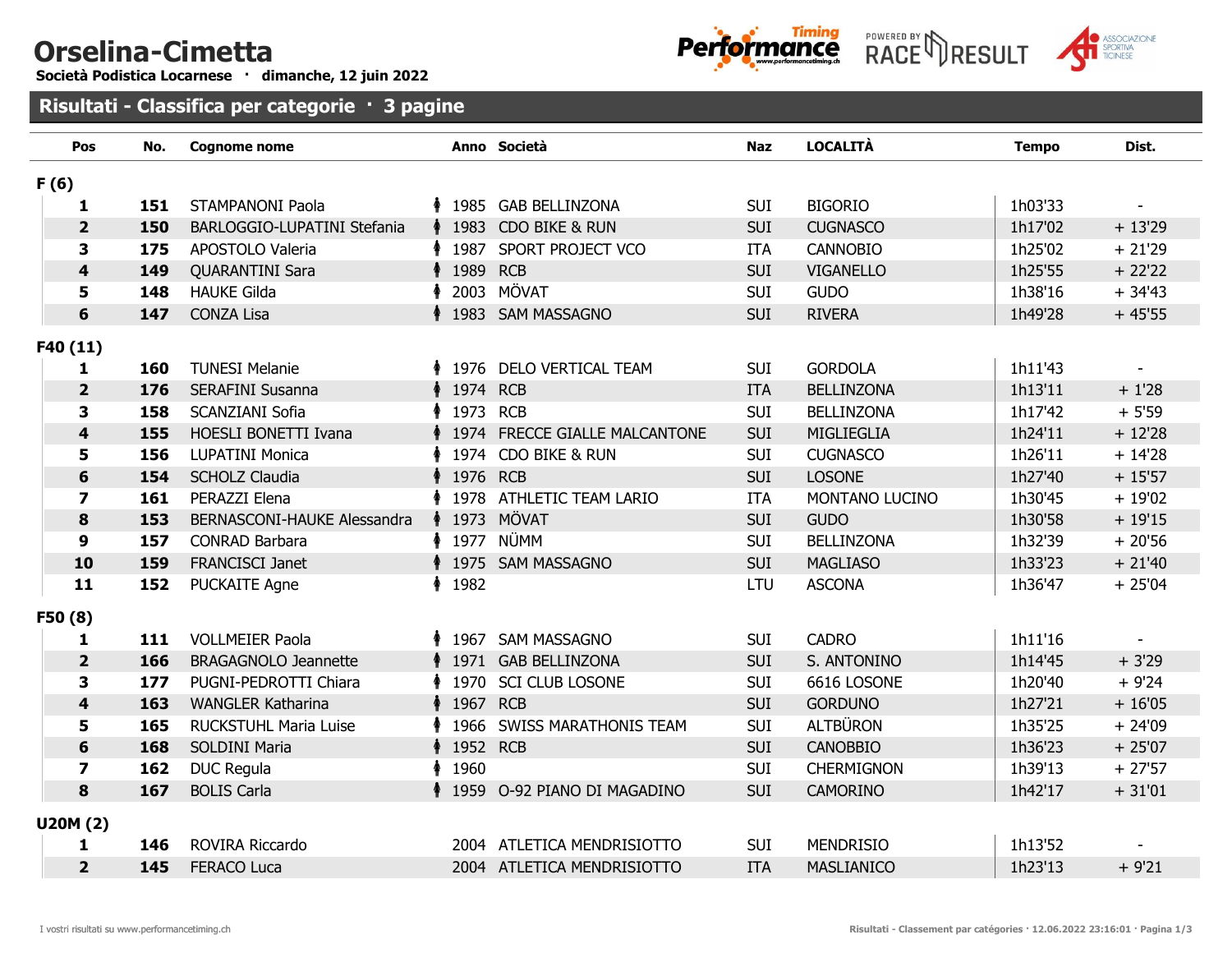# Orselina-Cimetta

**Società Podistica Locarnese · dimanche, 12 juin 2022**

## Risultati - Classifica per categorie · 3 pagine

| Pos | No. | Cognome nome | Anno | Società | Naz | LOCALITÀ | Tempo | Dist. |
|---|---|---|---|---|---|---|---|---|
| **F (6)** | | | | | | | | |
| **1** | **151** | STAMPANONI Paola | 1985 | GAB BELLINZONA | SUI | BIGORIO | 1h03'33 | - |
| **2** | **150** | BARLOGGIO-LUPATINI Stefania | 1983 | CDO BIKE & RUN | SUI | CUGNASCO | 1h17'02 | + 13'29 |
| **3** | **175** | APOSTOLO Valeria | 1987 | SPORT PROJECT VCO | ITA | CANNOBIO | 1h25'02 | + 21'29 |
| **4** | **149** | QUARANTINI Sara | 1989 | RCB | SUI | VIGANELLO | 1h25'55 | + 22'22 |
| **5** | **148** | HAUKE Gilda | 2003 | MÖVAT | SUI | GUDO | 1h38'16 | + 34'43 |
| **6** | **147** | CONZA Lisa | 1983 | SAM MASSAGNO | SUI | RIVERA | 1h49'28 | + 45'55 |
| **F40 (11)** | | | | | | | | |
| **1** | **160** | TUNESI Melanie | 1976 | DELO VERTICAL TEAM | SUI | GORDOLA | 1h11'43 | - |
| **2** | **176** | SERAFINI Susanna | 1974 | RCB | ITA | BELLINZONA | 1h13'11 | + 1'28 |
| **3** | **158** | SCANZIANI Sofia | 1973 | RCB | SUI | BELLINZONA | 1h17'42 | + 5'59 |
| **4** | **155** | HOESLI BONETTI Ivana | 1974 | FRECCE GIALLE MALCANTONE | SUI | MIGLIEGLIA | 1h24'11 | + 12'28 |
| **5** | **156** | LUPATINI Monica | 1974 | CDO BIKE & RUN | SUI | CUGNASCO | 1h26'11 | + 14'28 |
| **6** | **154** | SCHOLZ Claudia | 1976 | RCB | SUI | LOSONE | 1h27'40 | + 15'57 |
| **7** | **161** | PERAZZI Elena | 1978 | ATHLETIC TEAM LARIO | ITA | MONTANO LUCINO | 1h30'45 | + 19'02 |
| **8** | **153** | BERNASCONI-HAUKE Alessandra | 1973 | MÖVAT | SUI | GUDO | 1h30'58 | + 19'15 |
| **9** | **157** | CONRAD Barbara | 1977 | NÜMM | SUI | BELLINZONA | 1h32'39 | + 20'56 |
| **10** | **159** | FRANCISCI Janet | 1975 | SAM MASSAGNO | SUI | MAGLIASO | 1h33'23 | + 21'40 |
| **11** | **152** | PUCKAITE Agne | 1982 | | LTU | ASCONA | 1h36'47 | + 25'04 |
| **F50 (8)** | | | | | | | | |
| **1** | **111** | VOLLMEIER Paola | 1967 | SAM MASSAGNO | SUI | CADRO | 1h11'16 | - |
| **2** | **166** | BRAGAGNOLO Jeannette | 1971 | GAB BELLINZONA | SUI | S. ANTONINO | 1h14'45 | + 3'29 |
| **3** | **177** | PUGNI-PEDROTTI Chiara | 1970 | SCI CLUB LOSONE | SUI | 6616 LOSONE | 1h20'40 | + 9'24 |
| **4** | **163** | WANGLER Katharina | 1967 | RCB | SUI | GORDUNO | 1h27'21 | + 16'05 |
| **5** | **165** | RUCKSTUHL Maria Luise | 1966 | SWISS MARATHONIS TEAM | SUI | ALTBÜRON | 1h35'25 | + 24'09 |
| **6** | **168** | SOLDINI Maria | 1952 | RCB | SUI | CANOBBIO | 1h36'23 | + 25'07 |
| **7** | **162** | DUC Regula | 1960 | | SUI | CHERMIGNON | 1h39'13 | + 27'57 |
| **8** | **167** | BOLIS Carla | 1959 | O-92 PIANO DI MAGADINO | SUI | CAMORINO | 1h42'17 | + 31'01 |
| **U20M (2)** | | | | | | | | |
| **1** | **146** | ROVIRA Riccardo | 2004 | ATLETICA MENDRISIOTTO | SUI | MENDRISIO | 1h13'52 | - |
| **2** | **145** | FERACO Luca | 2004 | ATLETICA MENDRISIOTTO | ITA | MASLIANICO | 1h23'13 | + 9'21 |

I vostri risultati su www.performancetiming.ch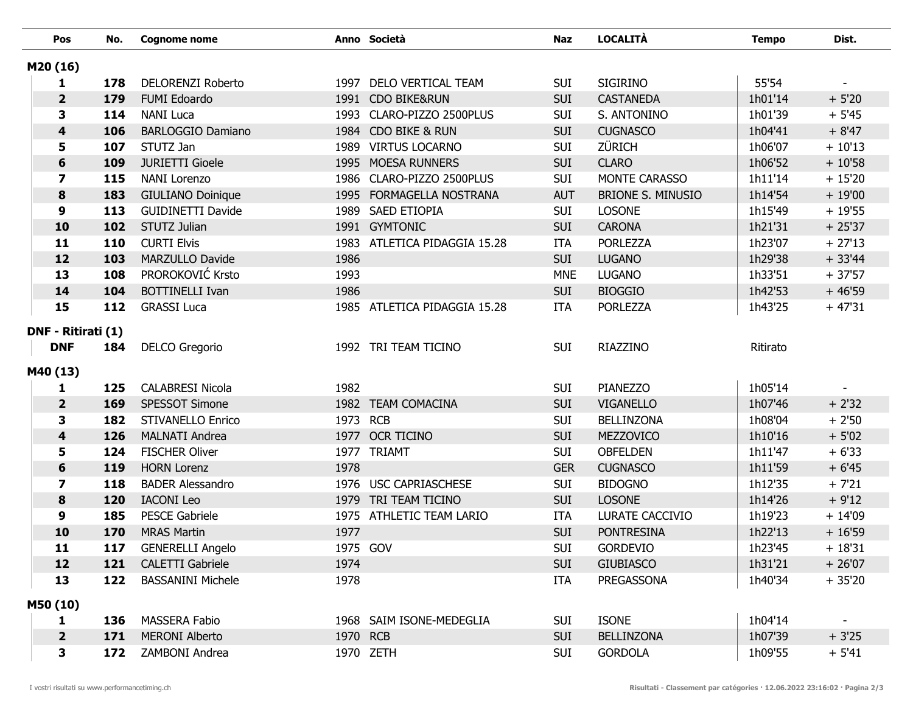| Pos | No. | Cognome nome | Anno | Società | Naz | LOCALITÀ | Tempo | Dist. |
|---|---|---|---|---|---|---|---|---|
| **M20 (16)** | | | | | | | | |
| **1** | **178** | DELORENZI Roberto | 1997 | DELO VERTICAL TEAM | SUI | SIGIRINO | 55'54 | - |
| **2** | **179** | FUMI Edoardo | 1991 | CDO BIKE&RUN | SUI | CASTANEDA | 1h01'14 | + 5'20 |
| **3** | **114** | NANI Luca | 1993 | CLARO-PIZZO 2500PLUS | SUI | S. ANTONINO | 1h01'39 | + 5'45 |
| **4** | **106** | BARLOGGIO Damiano | 1984 | CDO BIKE & RUN | SUI | CUGNASCO | 1h04'41 | + 8'47 |
| **5** | **107** | STUTZ Jan | 1989 | VIRTUS LOCARNO | SUI | ZÜRICH | 1h06'07 | + 10'13 |
| **6** | **109** | JURIETTI Gioele | 1995 | MOESA RUNNERS | SUI | CLARO | 1h06'52 | + 10'58 |
| **7** | **115** | NANI Lorenzo | 1986 | CLARO-PIZZO 2500PLUS | SUI | MONTE CARASSO | 1h11'14 | + 15'20 |
| **8** | **183** | GIULIANO Doinique | 1995 | FORMAGELLA NOSTRANA | AUT | BRIONE S. MINUSIO | 1h14'54 | + 19'00 |
| **9** | **113** | GUIDINETTI Davide | 1989 | SAED ETIOPIA | SUI | LOSONE | 1h15'49 | + 19'55 |
| **10** | **102** | STUTZ Julian | 1991 | GYMTONIC | SUI | CARONA | 1h21'31 | + 25'37 |
| **11** | **110** | CURTI Elvis | 1983 | ATLETICA PIDAGGIA 15.28 | ITA | PORLEZZA | 1h23'07 | + 27'13 |
| **12** | **103** | MARZULLO Davide | 1986 | | SUI | LUGANO | 1h29'38 | + 33'44 |
| **13** | **108** | PROROKOVIĆ Krsto | 1993 | | MNE | LUGANO | 1h33'51 | + 37'57 |
| **14** | **104** | BOTTINELLI Ivan | 1986 | | SUI | BIOGGIO | 1h42'53 | + 46'59 |
| **15** | **112** | GRASSI Luca | 1985 | ATLETICA PIDAGGIA 15.28 | ITA | PORLEZZA | 1h43'25 | + 47'31 |
| **DNF - Ritirati (1)** | | | | | | | | |
| **DNF** | **184** | DELCO Gregorio | 1992 | TRI TEAM TICINO | SUI | RIAZZINO | Ritirato | |
| **M40 (13)** | | | | | | | | |
| **1** | **125** | CALABRESI Nicola | 1982 | | SUI | PIANEZZO | 1h05'14 | - |
| **2** | **169** | SPESSOT Simone | 1982 | TEAM COMACINA | SUI | VIGANELLO | 1h07'46 | + 2'32 |
| **3** | **182** | STIVANELLO Enrico | 1973 | RCB | SUI | BELLINZONA | 1h08'04 | + 2'50 |
| **4** | **126** | MALNATI Andrea | 1977 | OCR TICINO | SUI | MEZZOVICO | 1h10'16 | + 5'02 |
| **5** | **124** | FISCHER Oliver | 1977 | TRIAMT | SUI | OBFELDEN | 1h11'47 | + 6'33 |
| **6** | **119** | HORN Lorenz | 1978 | | GER | CUGNASCO | 1h11'59 | + 6'45 |
| **7** | **118** | BADER Alessandro | 1976 | USC CAPRIASCHESE | SUI | BIDOGNO | 1h12'35 | + 7'21 |
| **8** | **120** | IACONI Leo | 1979 | TRI TEAM TICINO | SUI | LOSONE | 1h14'26 | + 9'12 |
| **9** | **185** | PESCE Gabriele | 1975 | ATHLETIC TEAM LARIO | ITA | LURATE CACCIVIO | 1h19'23 | + 14'09 |
| **10** | **170** | MRAS Martin | 1977 | | SUI | PONTRESINA | 1h22'13 | + 16'59 |
| **11** | **117** | GENERELLI Angelo | 1975 | GOV | SUI | GORDEVIO | 1h23'45 | + 18'31 |
| **12** | **121** | CALETTI Gabriele | 1974 | | SUI | GIUBIASCO | 1h31'21 | + 26'07 |
| **13** | **122** | BASSANINI Michele | 1978 | | ITA | PREGASSONA | 1h40'34 | + 35'20 |
| **M50 (10)** | | | | | | | | |
| **1** | **136** | MASSERA Fabio | 1968 | SAIM ISONE-MEDEGLIA | SUI | ISONE | 1h04'14 | - |
| **2** | **171** | MERONI Alberto | 1970 | RCB | SUI | BELLINZONA | 1h07'39 | + 3'25 |
| **3** | **172** | ZAMBONI Andrea | 1970 | ZETH | SUI | GORDOLA | 1h09'55 | + 5'41 |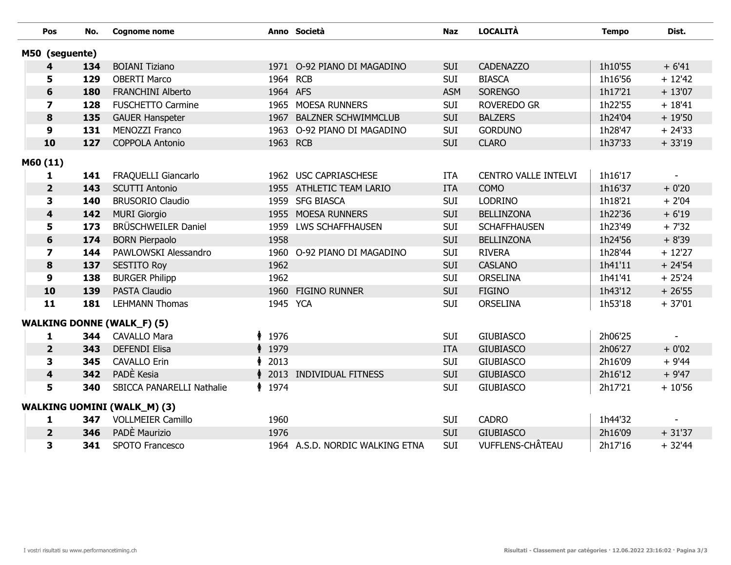| Pos | No. | Cognome nome | Anno | Società | Naz | LOCALITÀ | Tempo | Dist. |
|---|---|---|---|---|---|---|---|---|
| **M50 (seguente)** | | | | | | | | |
| **4** | **134** | BOIANI Tiziano | 1971 | O-92 PIANO DI MAGADINO | SUI | CADENAZZO | 1h10'55 | + 6'41 |
| **5** | **129** | OBERTI Marco | 1964 | RCB | SUI | BIASCA | 1h16'56 | + 12'42 |
| **6** | **180** | FRANCHINI Alberto | 1964 | AFS | ASM | SORENGO | 1h17'21 | + 13'07 |
| **7** | **128** | FUSCHETTO Carmine | 1965 | MOESA RUNNERS | SUI | ROVEREDO GR | 1h22'55 | + 18'41 |
| **8** | **135** | GAUER Hanspeter | 1967 | BALZNER SCHWIMMCLUB | SUI | BALZERS | 1h24'04 | + 19'50 |
| **9** | **131** | MENOZZI Franco | 1963 | O-92 PIANO DI MAGADINO | SUI | GORDUNO | 1h28'47 | + 24'33 |
| **10** | **127** | COPPOLA Antonio | 1963 | RCB | SUI | CLARO | 1h37'33 | + 33'19 |
| **M60 (11)** | | | | | | | | |
| **1** | **141** | FRAQUELLI Giancarlo | 1962 | USC CAPRIASCHESE | ITA | CENTRO VALLE INTELVI | 1h16'17 | - |
| **2** | **143** | SCUTTI Antonio | 1955 | ATHLETIC TEAM LARIO | ITA | COMO | 1h16'37 | + 0'20 |
| **3** | **140** | BRUSORIO Claudio | 1959 | SFG BIASCA | SUI | LODRINO | 1h18'21 | + 2'04 |
| **4** | **142** | MURI Giorgio | 1955 | MOESA RUNNERS | SUI | BELLINZONA | 1h22'36 | + 6'19 |
| **5** | **173** | BRÜSCHWEILER Daniel | 1959 | LWS SCHAFFHAUSEN | SUI | SCHAFFHAUSEN | 1h23'49 | + 7'32 |
| **6** | **174** | BORN Pierpaolo | 1958 | | SUI | BELLINZONA | 1h24'56 | + 8'39 |
| **7** | **144** | PAWLOWSKI Alessandro | 1960 | O-92 PIANO DI MAGADINO | SUI | RIVERA | 1h28'44 | + 12'27 |
| **8** | **137** | SESTITO Roy | 1962 | | SUI | CASLANO | 1h41'11 | + 24'54 |
| **9** | **138** | BURGER Philipp | 1962 | | SUI | ORSELINA | 1h41'41 | + 25'24 |
| **10** | **139** | PASTA Claudio | 1960 | FIGINO RUNNER | SUI | FIGINO | 1h43'12 | + 26'55 |
| **11** | **181** | LEHMANN Thomas | 1945 | YCA | SUI | ORSELINA | 1h53'18 | + 37'01 |
| **WALKING DONNE (WALK_F) (5)** | | | | | | | | |
| **1** | **344** | CAVALLO Mara | 1976 | | SUI | GIUBIASCO | 2h06'25 | - |
| **2** | **343** | DEFENDI Elisa | 1979 | | ITA | GIUBIASCO | 2h06'27 | + 0'02 |
| **3** | **345** | CAVALLO Erin | 2013 | | SUI | GIUBIASCO | 2h16'09 | + 9'44 |
| **4** | **342** | PADÈ Kesia | 2013 | INDIVIDUAL FITNESS | SUI | GIUBIASCO | 2h16'12 | + 9'47 |
| **5** | **340** | SBICCA PANARELLI Nathalie | 1974 | | SUI | GIUBIASCO | 2h17'21 | + 10'56 |
| **WALKING UOMINI (WALK_M) (3)** | | | | | | | | |
| **1** | **347** | VOLLMEIER Camillo | 1960 | | SUI | CADRO | 1h44'32 | - |
| **2** | **346** | PADÈ Maurizio | 1976 | | SUI | GIUBIASCO | 2h16'09 | + 31'37 |
| **3** | **341** | SPOTO Francesco | 1964 | A.S.D. NORDIC WALKING ETNA | SUI | VUFFLENS-CHÂTEAU | 2h17'16 | + 32'44 |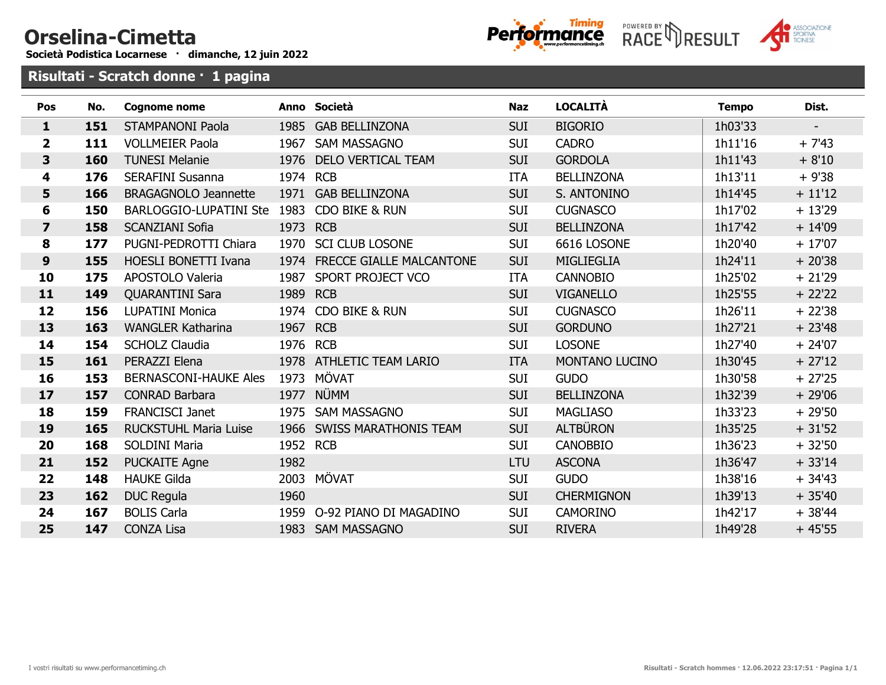# Orselina-Cimetta

**Società Podistica Locarnese · dimanche, 12 juin 2022**

## Risultati - Scratch donne · 1 pagina

| Pos | No. | Cognome nome | Anno | Società | Naz | LOCALITÀ | Tempo | Dist. |
|---|---|---|---|---|---|---|---|---|
| 1 | 151 | STAMPANONI Paola | 1985 | GAB BELLINZONA | SUI | BIGORIO | 1h03'33 | - |
| 2 | 111 | VOLLMEIER Paola | 1967 | SAM MASSAGNO | SUI | CADRO | 1h11'16 | + 7'43 |
| 3 | 160 | TUNESI Melanie | 1976 | DELO VERTICAL TEAM | SUI | GORDOLA | 1h11'43 | + 8'10 |
| 4 | 176 | SERAFINI Susanna | 1974 | RCB | ITA | BELLINZONA | 1h13'11 | + 9'38 |
| 5 | 166 | BRAGAGNOLO Jeannette | 1971 | GAB BELLINZONA | SUI | S. ANTONINO | 1h14'45 | + 11'12 |
| 6 | 150 | BARLOGGIO-LUPATINI Ste | 1983 | CDO BIKE & RUN | SUI | CUGNASCO | 1h17'02 | + 13'29 |
| 7 | 158 | SCANZIANI Sofia | 1973 | RCB | SUI | BELLINZONA | 1h17'42 | + 14'09 |
| 8 | 177 | PUGNI-PEDROTTI Chiara | 1970 | SCI CLUB LOSONE | SUI | 6616 LOSONE | 1h20'40 | + 17'07 |
| 9 | 155 | HOESLI BONETTI Ivana | 1974 | FRECCE GIALLE MALCANTONE | SUI | MIGLIEGLIA | 1h24'11 | + 20'38 |
| 10 | 175 | APOSTOLO Valeria | 1987 | SPORT PROJECT VCO | ITA | CANNOBIO | 1h25'02 | + 21'29 |
| 11 | 149 | QUARANTINI Sara | 1989 | RCB | SUI | VIGANELLO | 1h25'55 | + 22'22 |
| 12 | 156 | LUPATINI Monica | 1974 | CDO BIKE & RUN | SUI | CUGNASCO | 1h26'11 | + 22'38 |
| 13 | 163 | WANGLER Katharina | 1967 | RCB | SUI | GORDUNO | 1h27'21 | + 23'48 |
| 14 | 154 | SCHOLZ Claudia | 1976 | RCB | SUI | LOSONE | 1h27'40 | + 24'07 |
| 15 | 161 | PERAZZI Elena | 1978 | ATHLETIC TEAM LARIO | ITA | MONTANO LUCINO | 1h30'45 | + 27'12 |
| 16 | 153 | BERNASCONI-HAUKE Ales | 1973 | MÖVAT | SUI | GUDO | 1h30'58 | + 27'25 |
| 17 | 157 | CONRAD Barbara | 1977 | NÜMM | SUI | BELLINZONA | 1h32'39 | + 29'06 |
| 18 | 159 | FRANCISCI Janet | 1975 | SAM MASSAGNO | SUI | MAGLIASO | 1h33'23 | + 29'50 |
| 19 | 165 | RUCKSTUHL Maria Luise | 1966 | SWISS MARATHONIS TEAM | SUI | ALTBÜRON | 1h35'25 | + 31'52 |
| 20 | 168 | SOLDINI Maria | 1952 | RCB | SUI | CANOBBIO | 1h36'23 | + 32'50 |
| 21 | 152 | PUCKAITE Agne | 1982 | | LTU | ASCONA | 1h36'47 | + 33'14 |
| 22 | 148 | HAUKE Gilda | 2003 | MÖVAT | SUI | GUDO | 1h38'16 | + 34'43 |
| 23 | 162 | DUC Regula | 1960 | | SUI | CHERMIGNON | 1h39'13 | + 35'40 |
| 24 | 167 | BOLIS Carla | 1959 | O-92 PIANO DI MAGADINO | SUI | CAMORINO | 1h42'17 | + 38'44 |
| 25 | 147 | CONZA Lisa | 1983 | SAM MASSAGNO | SUI | RIVERA | 1h49'28 | + 45'55 |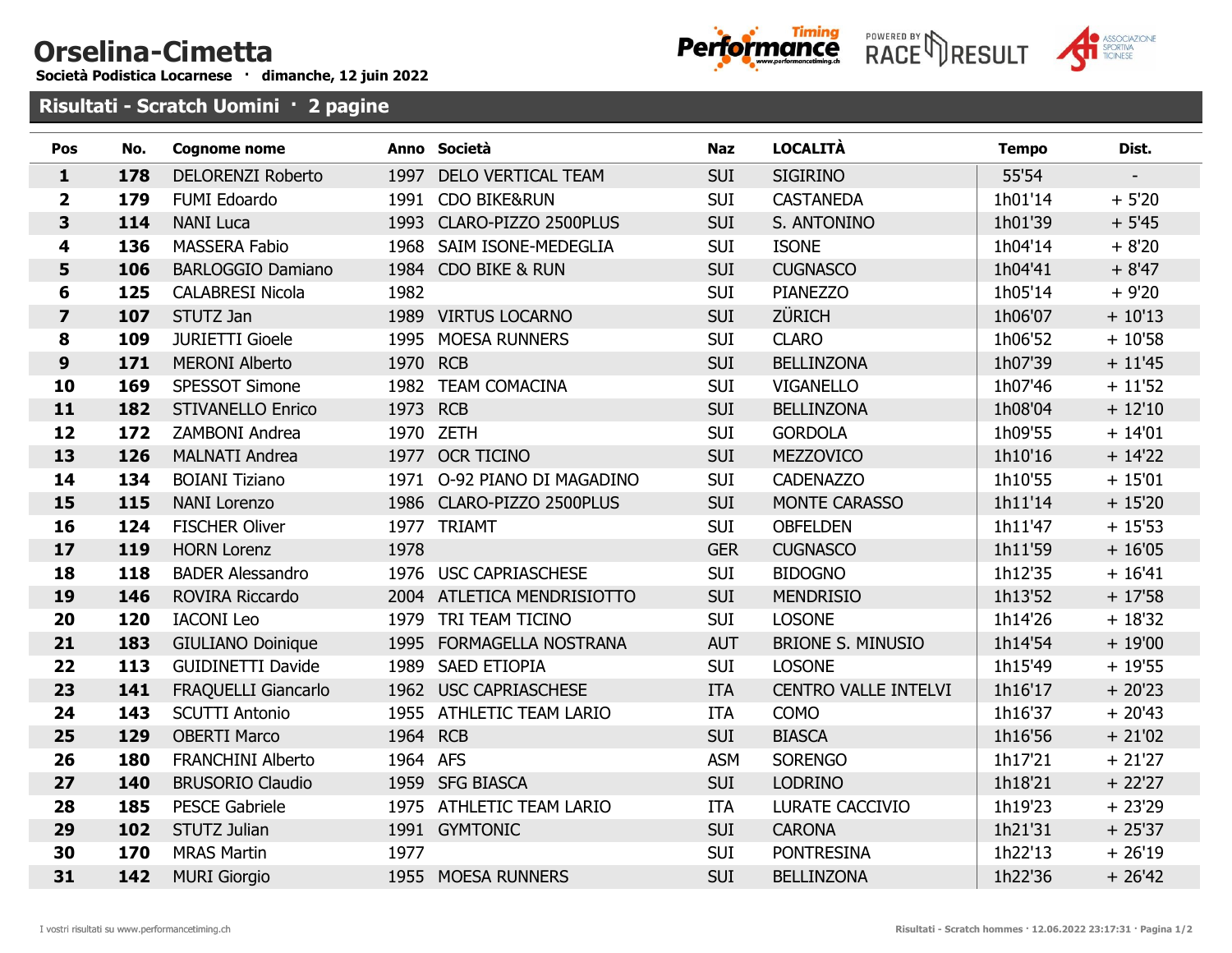# Orselina-Cimetta

**Società Podistica Locarnese · dimanche, 12 juin 2022**

## Risultati - Scratch Uomini · 2 pagine

| Pos | No. | Cognome nome | Anno | Società | Naz | LOCALITÀ | Tempo | Dist. |
|---|---|---|---|---|---|---|---|---|
| **1** | **178** | DELORENZI Roberto | 1997 | DELO VERTICAL TEAM | SUI | SIGIRINO | 55'54 | - |
| **2** | **179** | FUMI Edoardo | 1991 | CDO BIKE&RUN | SUI | CASTANEDA | 1h01'14 | + 5'20 |
| **3** | **114** | NANI Luca | 1993 | CLARO-PIZZO 2500PLUS | SUI | S. ANTONINO | 1h01'39 | + 5'45 |
| **4** | **136** | MASSERA Fabio | 1968 | SAIM ISONE-MEDEGLIA | SUI | ISONE | 1h04'14 | + 8'20 |
| **5** | **106** | BARLOGGIO Damiano | 1984 | CDO BIKE & RUN | SUI | CUGNASCO | 1h04'41 | + 8'47 |
| **6** | **125** | CALABRESI Nicola | 1982 | | SUI | PIANEZZO | 1h05'14 | + 9'20 |
| **7** | **107** | STUTZ Jan | 1989 | VIRTUS LOCARNO | SUI | ZÜRICH | 1h06'07 | + 10'13 |
| **8** | **109** | JURIETTI Gioele | 1995 | MOESA RUNNERS | SUI | CLARO | 1h06'52 | + 10'58 |
| **9** | **171** | MERONI Alberto | 1970 | RCB | SUI | BELLINZONA | 1h07'39 | + 11'45 |
| **10** | **169** | SPESSOT Simone | 1982 | TEAM COMACINA | SUI | VIGANELLO | 1h07'46 | + 11'52 |
| **11** | **182** | STIVANELLO Enrico | 1973 | RCB | SUI | BELLINZONA | 1h08'04 | + 12'10 |
| **12** | **172** | ZAMBONI Andrea | 1970 | ZETH | SUI | GORDOLA | 1h09'55 | + 14'01 |
| **13** | **126** | MALNATI Andrea | 1977 | OCR TICINO | SUI | MEZZOVICO | 1h10'16 | + 14'22 |
| **14** | **134** | BOIANI Tiziano | 1971 | O-92 PIANO DI MAGADINO | SUI | CADENAZZO | 1h10'55 | + 15'01 |
| **15** | **115** | NANI Lorenzo | 1986 | CLARO-PIZZO 2500PLUS | SUI | MONTE CARASSO | 1h11'14 | + 15'20 |
| **16** | **124** | FISCHER Oliver | 1977 | TRIAMT | SUI | OBFELDEN | 1h11'47 | + 15'53 |
| **17** | **119** | HORN Lorenz | 1978 | | GER | CUGNASCO | 1h11'59 | + 16'05 |
| **18** | **118** | BADER Alessandro | 1976 | USC CAPRIASCHESE | SUI | BIDOGNO | 1h12'35 | + 16'41 |
| **19** | **146** | ROVIRA Riccardo | 2004 | ATLETICA MENDRISIOTTO | SUI | MENDRISIO | 1h13'52 | + 17'58 |
| **20** | **120** | IACONI Leo | 1979 | TRI TEAM TICINO | SUI | LOSONE | 1h14'26 | + 18'32 |
| **21** | **183** | GIULIANO Doinique | 1995 | FORMAGELLA NOSTRANA | AUT | BRIONE S. MINUSIO | 1h14'54 | + 19'00 |
| **22** | **113** | GUIDINETTI Davide | 1989 | SAED ETIOPIA | SUI | LOSONE | 1h15'49 | + 19'55 |
| **23** | **141** | FRAQUELLI Giancarlo | 1962 | USC CAPRIASCHESE | ITA | CENTRO VALLE INTELVI | 1h16'17 | + 20'23 |
| **24** | **143** | SCUTTI Antonio | 1955 | ATHLETIC TEAM LARIO | ITA | COMO | 1h16'37 | + 20'43 |
| **25** | **129** | OBERTI Marco | 1964 | RCB | SUI | BIASCA | 1h16'56 | + 21'02 |
| **26** | **180** | FRANCHINI Alberto | 1964 | AFS | ASM | SORENGO | 1h17'21 | + 21'27 |
| **27** | **140** | BRUSORIO Claudio | 1959 | SFG BIASCA | SUI | LODRINO | 1h18'21 | + 22'27 |
| **28** | **185** | PESCE Gabriele | 1975 | ATHLETIC TEAM LARIO | ITA | LURATE CACCIVIO | 1h19'23 | + 23'29 |
| **29** | **102** | STUTZ Julian | 1991 | GYMTONIC | SUI | CARONA | 1h21'31 | + 25'37 |
| **30** | **170** | MRAS Martin | 1977 | | SUI | PONTRESINA | 1h22'13 | + 26'19 |
| **31** | **142** | MURI Giorgio | 1955 | MOESA RUNNERS | SUI | BELLINZONA | 1h22'36 | + 26'42 |

I vostri risultati su www.performancetiming.ch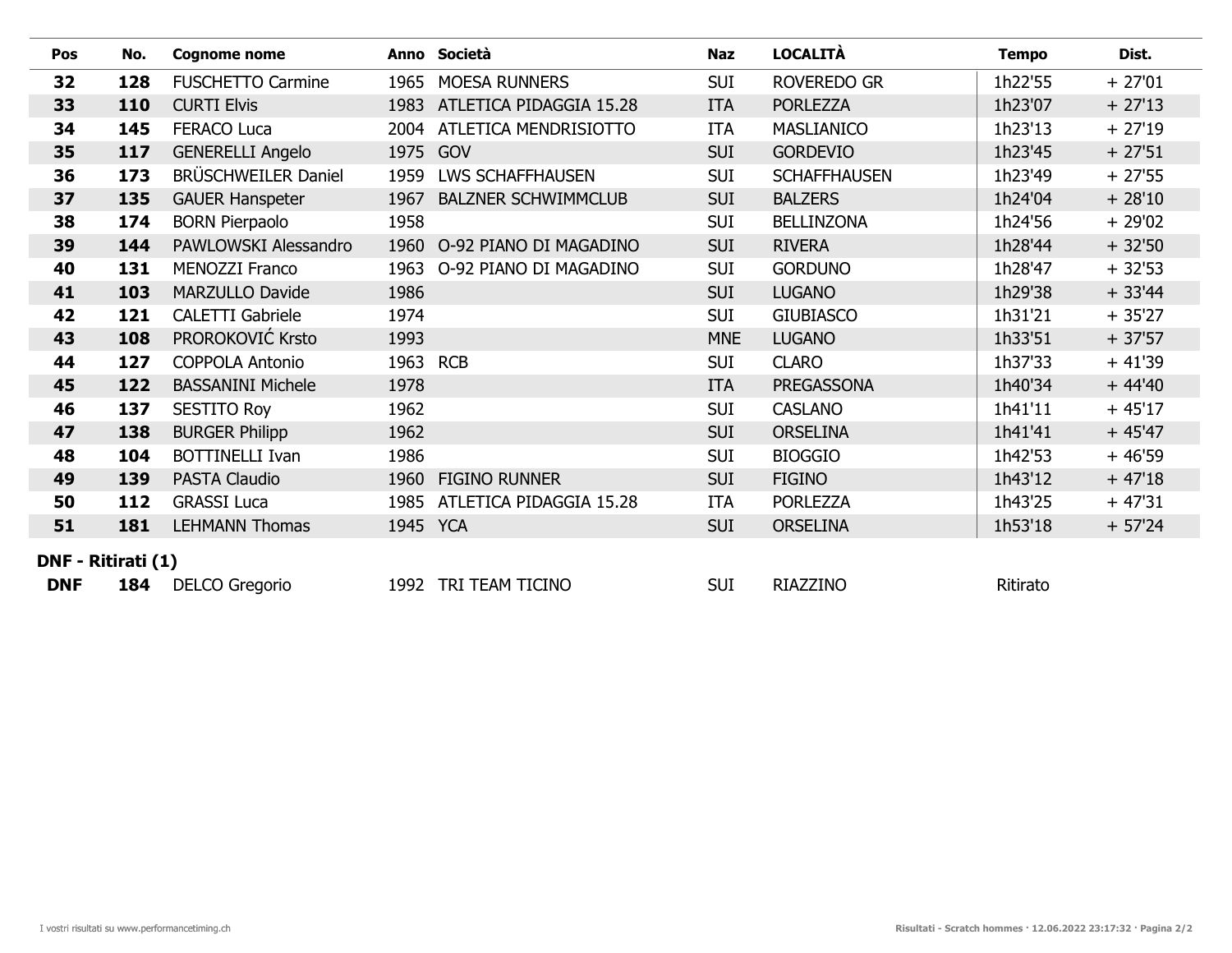| Pos | No. | Cognome nome | Anno | Società | Naz | LOCALITÀ | Tempo | Dist. |
|---|---|---|---|---|---|---|---|---|
| **32** | **128** | FUSCHETTO Carmine | 1965 | MOESA RUNNERS | SUI | ROVEREDO GR | 1h22'55 | + 27'01 |
| **33** | **110** | CURTI Elvis | 1983 | ATLETICA PIDAGGIA 15.28 | ITA | PORLEZZA | 1h23'07 | + 27'13 |
| **34** | **145** | FERACO Luca | 2004 | ATLETICA MENDRISIOTTO | ITA | MASLIANICO | 1h23'13 | + 27'19 |
| **35** | **117** | GENERELLI Angelo | 1975 | GOV | SUI | GORDEVIO | 1h23'45 | + 27'51 |
| **36** | **173** | BRÜSCHWEILER Daniel | 1959 | LWS SCHAFFHAUSEN | SUI | SCHAFFHAUSEN | 1h23'49 | + 27'55 |
| **37** | **135** | GAUER Hanspeter | 1967 | BALZNER SCHWIMMCLUB | SUI | BALZERS | 1h24'04 | + 28'10 |
| **38** | **174** | BORN Pierpaolo | 1958 | | SUI | BELLINZONA | 1h24'56 | + 29'02 |
| **39** | **144** | PAWLOWSKI Alessandro | 1960 | O-92 PIANO DI MAGADINO | SUI | RIVERA | 1h28'44 | + 32'50 |
| **40** | **131** | MENOZZI Franco | 1963 | O-92 PIANO DI MAGADINO | SUI | GORDUNO | 1h28'47 | + 32'53 |
| **41** | **103** | MARZULLO Davide | 1986 | | SUI | LUGANO | 1h29'38 | + 33'44 |
| **42** | **121** | CALETTI Gabriele | 1974 | | SUI | GIUBIASCO | 1h31'21 | + 35'27 |
| **43** | **108** | PROROKOVIĆ Krsto | 1993 | | MNE | LUGANO | 1h33'51 | + 37'57 |
| **44** | **127** | COPPOLA Antonio | 1963 | RCB | SUI | CLARO | 1h37'33 | + 41'39 |
| **45** | **122** | BASSANINI Michele | 1978 | | ITA | PREGASSONA | 1h40'34 | + 44'40 |
| **46** | **137** | SESTITO Roy | 1962 | | SUI | CASLANO | 1h41'11 | + 45'17 |
| **47** | **138** | BURGER Philipp | 1962 | | SUI | ORSELINA | 1h41'41 | + 45'47 |
| **48** | **104** | BOTTINELLI Ivan | 1986 | | SUI | BIOGGIO | 1h42'53 | + 46'59 |
| **49** | **139** | PASTA Claudio | 1960 | FIGINO RUNNER | SUI | FIGINO | 1h43'12 | + 47'18 |
| **50** | **112** | GRASSI Luca | 1985 | ATLETICA PIDAGGIA 15.28 | ITA | PORLEZZA | 1h43'25 | + 47'31 |
| **51** | **181** | LEHMANN Thomas | 1945 | YCA | SUI | ORSELINA | 1h53'18 | + 57'24 |

**DNF - Ritirati (1)**

| Pos | No. | Cognome nome | Anno | Società | Naz | LOCALITÀ | Tempo | Dist. |
|---|---|---|---|---|---|---|---|---|
| **DNF** | **184** | DELCO Gregorio | 1992 | TRI TEAM TICINO | SUI | RIAZZINO | Ritirato | |